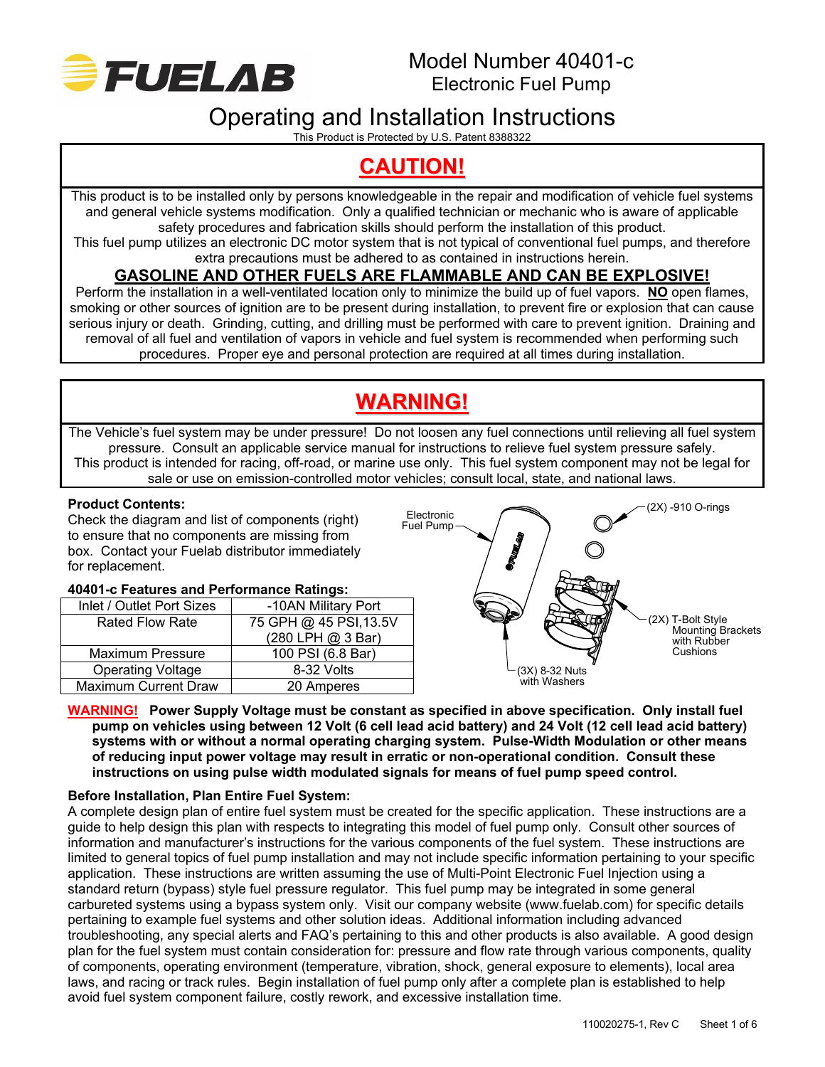# Model Number 40401-c

## Electronic Fuel Pump

# Operating and Installation Instructions

This Product is Protected by U.S. Patent 8388322

## CAUTION!

This product is to be installed only by persons knowledgeable in the repair and modification of vehicle fuel systems and general vehicle systems modification. Only a qualified technician or mechanic who is aware of applicable safety procedures and fabrication skills should perform the installation of this product.

This fuel pump utilizes an electronic DC motor system that is not typical of conventional fuel pumps, and therefore extra precautions must be adhered to as contained in instructions herein.

### GASOLINE AND OTHER FUELS ARE FLAMMABLE AND CAN BE EXPLOSIVE!

Perform the installation in a well-ventilated location only to minimize the build up of fuel vapors. **NO** open flames, smoking or other sources of ignition are to be present during installation, to prevent fire or explosion that can cause serious injury or death. Grinding, cutting, and drilling must be performed with care to prevent ignition. Draining and removal of all fuel and ventilation of vapors in vehicle and fuel system is recommended when performing such procedures. Proper eye and personal protection are required at all times during installation.

## WARNING!

The Vehicle's fuel system may be under pressure! Do not loosen any fuel connections until relieving all fuel system pressure. Consult an applicable service manual for instructions to relieve fuel system pressure safely.

This product is intended for racing, off-road, or marine use only. This fuel system component may not be legal for sale or use on emission-controlled motor vehicles; consult local, state, and national laws.

**Product Contents:**

Check the diagram and list of components (right) to ensure that no components are missing from box. Contact your Fuelab distributor immediately for replacement.

- Electronic Fuel Pump
- (2X) -910 O-rings
- (2X) T-Bolt Style Mounting Brackets with Rubber Cushions
- (3X) 8-32 Nuts with Washers

**40401-c Features and Performance Ratings:**

| | |
|---|---|
| Inlet / Outlet Port Sizes | -10AN Military Port |
| Rated Flow Rate | 75 GPH @ 45 PSI,13.5V (280 LPH @ 3 Bar) |
| Maximum Pressure | 100 PSI (6.8 Bar) |
| Operating Voltage | 8-32 Volts |
| Maximum Current Draw | 20 Amperes |

**WARNING! Power Supply Voltage must be constant as specified in above specification. Only install fuel pump on vehicles using between 12 Volt (6 cell lead acid battery) and 24 Volt (12 cell lead acid battery) systems with or without a normal operating charging system. Pulse-Width Modulation or other means of reducing input power voltage may result in erratic or non-operational condition. Consult these instructions on using pulse width modulated signals for means of fuel pump speed control.**

**Before Installation, Plan Entire Fuel System:**

A complete design plan of entire fuel system must be created for the specific application. These instructions are a guide to help design this plan with respects to integrating this model of fuel pump only. Consult other sources of information and manufacturer's instructions for the various components of the fuel system. These instructions are limited to general topics of fuel pump installation and may not include specific information pertaining to your specific application. These instructions are written assuming the use of Multi-Point Electronic Fuel Injection using a standard return (bypass) style fuel pressure regulator. This fuel pump may be integrated in some general carbureted systems using a bypass system only. Visit our company website (www.fuelab.com) for specific details pertaining to example fuel systems and other solution ideas. Additional information including advanced troubleshooting, any special alerts and FAQ's pertaining to this and other products is also available. A good design plan for the fuel system must contain consideration for: pressure and flow rate through various components, quality of components, operating environment (temperature, vibration, shock, general exposure to elements), local area laws, and racing or track rules. Begin installation of fuel pump only after a complete plan is established to help avoid fuel system component failure, costly rework, and excessive installation time.

110020275-1, Rev C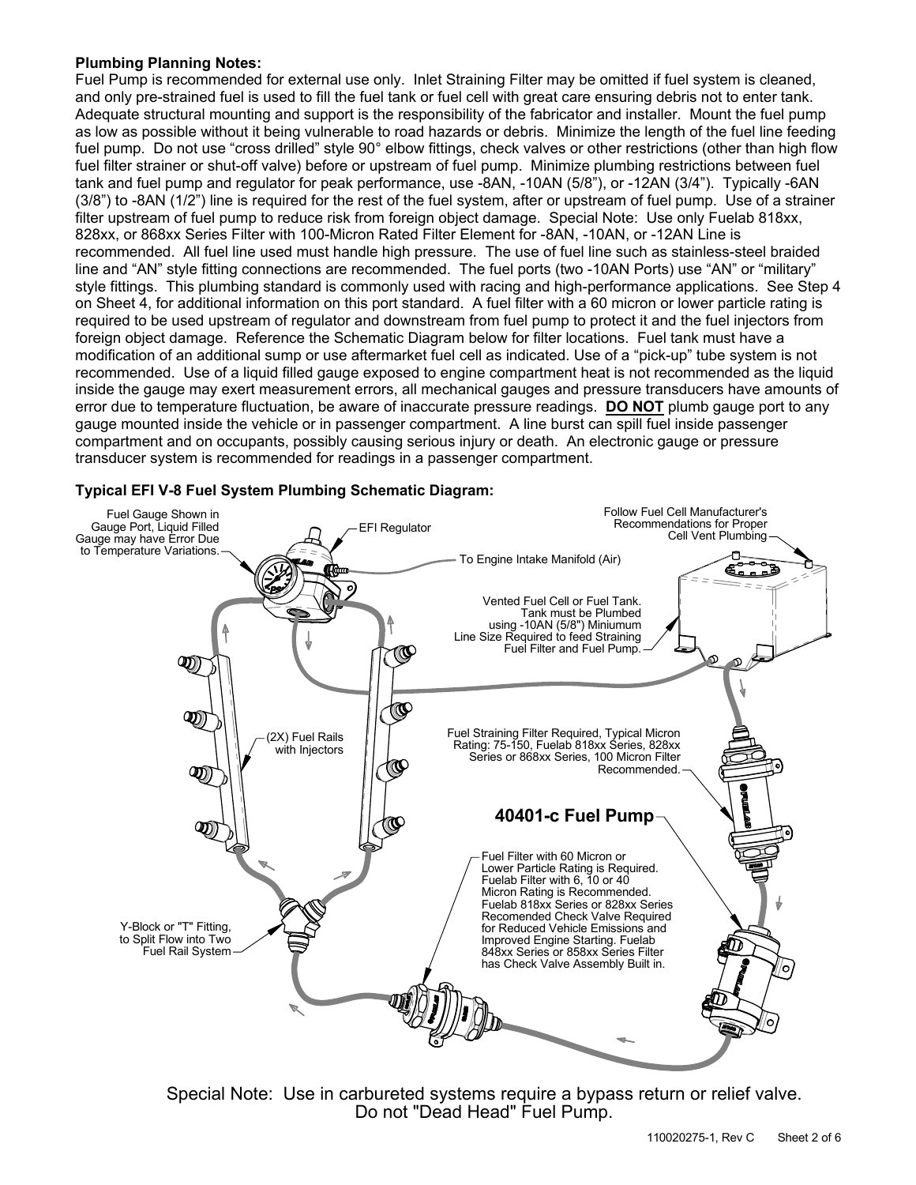**Plumbing Planning Notes:**
Fuel Pump is recommended for external use only. Inlet Straining Filter may be omitted if fuel system is cleaned, and only pre-strained fuel is used to fill the fuel tank or fuel cell with great care ensuring debris not to enter tank. Adequate structural mounting and support is the responsibility of the fabricator and installer. Mount the fuel pump as low as possible without it being vulnerable to road hazards or debris. Minimize the length of the fuel line feeding fuel pump. Do not use "cross drilled" style 90° elbow fittings, check valves or other restrictions (other than high flow fuel filter strainer or shut-off valve) before or upstream of fuel pump. Minimize plumbing restrictions between fuel tank and fuel pump and regulator for peak performance, use -8AN, -10AN (5/8"), or -12AN (3/4"). Typically -6AN (3/8") to -8AN (1/2") line is required for the rest of the fuel system, after or upstream of fuel pump. Use of a strainer filter upstream of fuel pump to reduce risk from foreign object damage. Special Note: Use only Fuelab 818xx, 828xx, or 868xx Series Filter with 100-Micron Rated Filter Element for -8AN, -10AN, or -12AN Line is recommended. All fuel line used must handle high pressure. The use of fuel line such as stainless-steel braided line and "AN" style fitting connections are recommended. The fuel ports (two -10AN Ports) use "AN" or "military" style fittings. This plumbing standard is commonly used with racing and high-performance applications. See Step 4 on Sheet 4, for additional information on this port standard. A fuel filter with a 60 micron or lower particle rating is required to be used upstream of regulator and downstream from fuel pump to protect it and the fuel injectors from foreign object damage. Reference the Schematic Diagram below for filter locations. Fuel tank must have a modification of an additional sump or use aftermarket fuel cell as indicated. Use of a "pick-up" tube system is not recommended. Use of a liquid filled gauge exposed to engine compartment heat is not recommended as the liquid inside the gauge may exert measurement errors, all mechanical gauges and pressure transducers have amounts of error due to temperature fluctuation, be aware of inaccurate pressure readings. **DO NOT** plumb gauge port to any gauge mounted inside the vehicle or in passenger compartment. A line burst can spill fuel inside passenger compartment and on occupants, possibly causing serious injury or death. An electronic gauge or pressure transducer system is recommended for readings in a passenger compartment.

**Typical EFI V-8 Fuel System Plumbing Schematic Diagram:**

Fuel Gauge Shown in Gauge Port, Liquid Filled Gauge may have Error Due to Temperature Variations.

EFI Regulator

To Engine Intake Manifold (Air)

Follow Fuel Cell Manufacturer's Recommendations for Proper Cell Vent Plumbing

Vented Fuel Cell or Fuel Tank. Tank must be Plumbed using -10AN (5/8") Miniumum Line Size Required to feed Straining Fuel Filter and Fuel Pump.

(2X) Fuel Rails with Injectors

Fuel Straining Filter Required, Typical Micron Rating: 75-150, Fuelab 818xx Series, 828xx Series or 868xx Series, 100 Micron Filter Recommended.

**40401-c Fuel Pump**

Fuel Filter with 60 Micron or Lower Particle Rating is Required. Fuelab Filter with 6, 10 or 40 Micron Rating is Recommended. Fuelab 818xx Series or 828xx Series Recomended Check Valve Required for Reduced Vehicle Emissions and Improved Engine Starting. Fuelab 848xx Series or 858xx Series Filter has Check Valve Assembly Built in.

Y-Block or "T" Fitting, to Split Flow into Two Fuel Rail System

Special Note: Use in carbureted systems require a bypass return or relief valve. Do not "Dead Head" Fuel Pump.

110020275-1, Rev C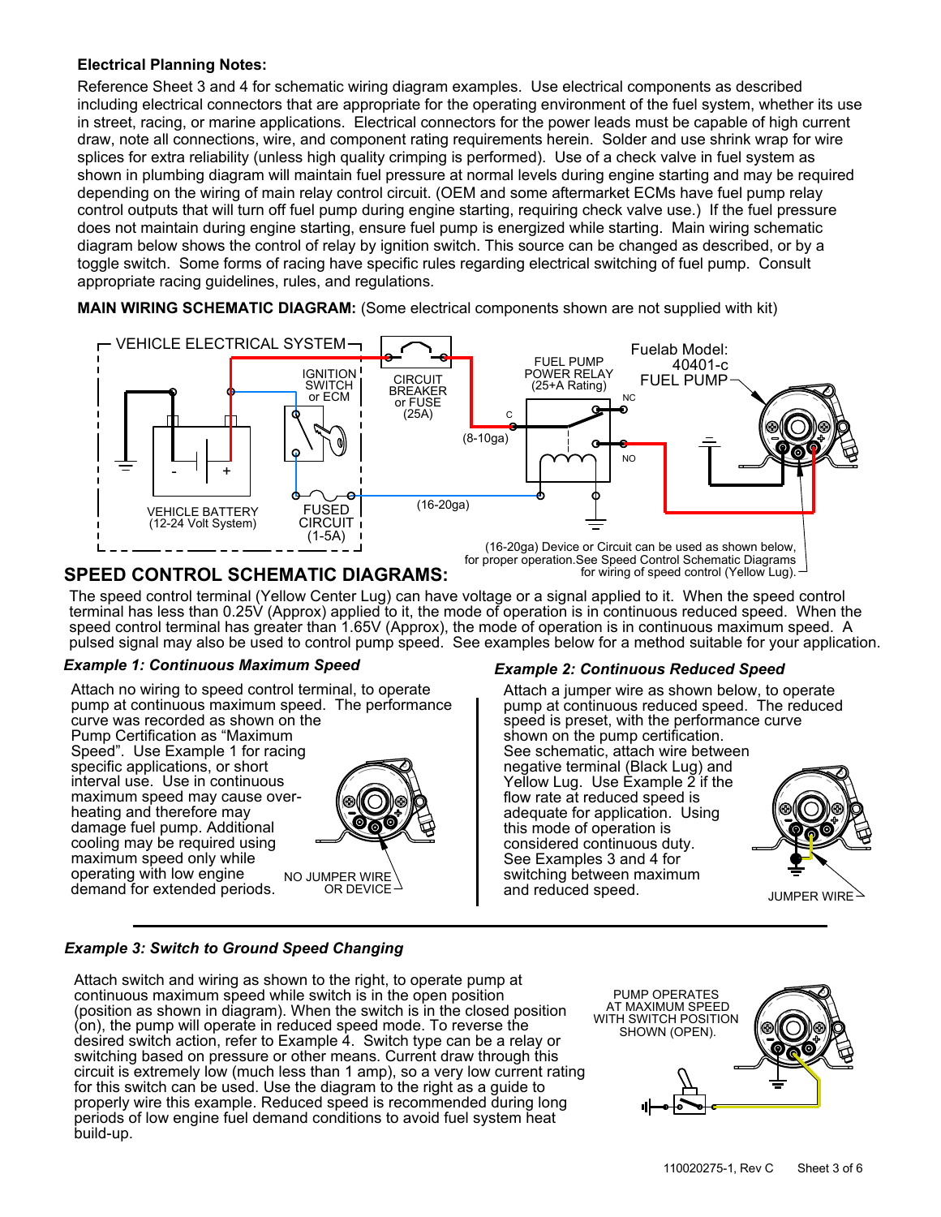**Electrical Planning Notes:**

Reference Sheet 3 and 4 for schematic wiring diagram examples. Use electrical components as described including electrical connectors that are appropriate for the operating environment of the fuel system, whether its use in street, racing, or marine applications. Electrical connectors for the power leads must be capable of high current draw, note all connections, wire, and component rating requirements herein. Solder and use shrink wrap for wire splices for extra reliability (unless high quality crimping is performed). Use of a check valve in fuel system as shown in plumbing diagram will maintain fuel pressure at normal levels during engine starting and may be required depending on the wiring of main relay control circuit. (OEM and some aftermarket ECMs have fuel pump relay control outputs that will turn off fuel pump during engine starting, requiring check valve use.) If the fuel pressure does not maintain during engine starting, ensure fuel pump is energized while starting. Main wiring schematic diagram below shows the control of relay by ignition switch. This source can be changed as described, or by a toggle switch. Some forms of racing have specific rules regarding electrical switching of fuel pump. Consult appropriate racing guidelines, rules, and regulations.

**MAIN WIRING SCHEMATIC DIAGRAM:** (Some electrical components shown are not supplied with kit)

VEHICLE ELECTRICAL SYSTEM
IGNITION SWITCH or ECM
CIRCUIT BREAKER or FUSE (25A)
FUEL PUMP POWER RELAY (25+A Rating)
Fuelab Model: 40401-c FUEL PUMP
C
NC
NO
(8-10ga)
(16-20ga)
VEHICLE BATTERY (12-24 Volt System)
FUSED CIRCUIT (1-5A)
(16-20ga) Device or Circuit can be used as shown below, for proper operation.See Speed Control Schematic Diagrams for wiring of speed control (Yellow Lug).

## SPEED CONTROL SCHEMATIC DIAGRAMS:

The speed control terminal (Yellow Center Lug) can have voltage or a signal applied to it. When the speed control terminal has less than 0.25V (Approx) applied to it, the mode of operation is in continuous reduced speed. When the speed control terminal has greater than 1.65V (Approx), the mode of operation is in continuous maximum speed. A pulsed signal may also be used to control pump speed. See examples below for a method suitable for your application.

### *Example 1: Continuous Maximum Speed*

Attach no wiring to speed control terminal, to operate pump at continuous maximum speed. The performance curve was recorded as shown on the Pump Certification as "Maximum Speed". Use Example 1 for racing specific applications, or short interval use. Use in continuous maximum speed may cause over-heating and therefore may damage fuel pump. Additional cooling may be required using maximum speed only while operating with low engine demand for extended periods.

NO JUMPER WIRE OR DEVICE

### *Example 2: Continuous Reduced Speed*

Attach a jumper wire as shown below, to operate pump at continuous reduced speed. The reduced speed is preset, with the performance curve shown on the pump certification. See schematic, attach wire between negative terminal (Black Lug) and Yellow Lug. Use Example 2 if the flow rate at reduced speed is adequate for application. Using this mode of operation is considered continuous duty. See Examples 3 and 4 for switching between maximum and reduced speed.

JUMPER WIRE

### *Example 3: Switch to Ground Speed Changing*

Attach switch and wiring as shown to the right, to operate pump at continuous maximum speed while switch is in the open position (position as shown in diagram). When the switch is in the closed position (on), the pump will operate in reduced speed mode. To reverse the desired switch action, refer to Example 4. Switch type can be a relay or switching based on pressure or other means. Current draw through this circuit is extremely low (much less than 1 amp), so a very low current rating for this switch can be used. Use the diagram to the right as a guide to properly wire this example. Reduced speed is recommended during long periods of low engine fuel demand conditions to avoid fuel system heat build-up.

PUMP OPERATES AT MAXIMUM SPEED WITH SWITCH POSITION SHOWN (OPEN).

110020275-1, Rev C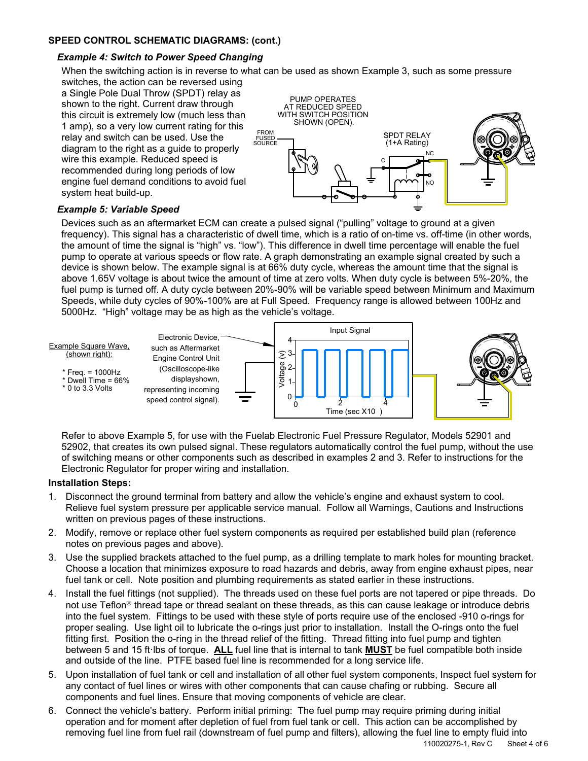**SPEED CONTROL SCHEMATIC DIAGRAMS: (cont.)**

***Example 4: Switch to Power Speed Changing***

When the switching action is in reverse to what can be used as shown Example 3, such as some pressure switches, the action can be reversed using a Single Pole Dual Throw (SPDT) relay as shown to the right. Current draw through this circuit is extremely low (much less than 1 amp), so a very low current rating for this relay and switch can be used. Use the diagram to the right as a guide to properly wire this example. Reduced speed is recommended during long periods of low engine fuel demand conditions to avoid fuel system heat build-up.

PUMP OPERATES AT REDUCED SPEED WITH SWITCH POSITION SHOWN (OPEN).

FROM FUSED SOURCE

SPDT RELAY (1+A Rating)

NC

C

NO

***Example 5: Variable Speed***

Devices such as an aftermarket ECM can create a pulsed signal ("pulling" voltage to ground at a given frequency). This signal has a characteristic of dwell time, which is a ratio of on-time vs. off-time (in other words, the amount of time the signal is "high" vs. "low"). This difference in dwell time percentage will enable the fuel pump to operate at various speeds or flow rate. A graph demonstrating an example signal created by such a device is shown below. The example signal is at 66% duty cycle, whereas the amount time that the signal is above 1.65V voltage is about twice the amount of time at zero volts. When duty cycle is between 5%-20%, the fuel pump is turned off. A duty cycle between 20%-90% will be variable speed between Minimum and Maximum Speeds, while duty cycles of 90%-100% are at Full Speed. Frequency range is allowed between 100Hz and 5000Hz. "High" voltage may be as high as the vehicle's voltage.

Example Square Wave, (shown right):

* Freq. = 1000Hz
* Dwell Time = 66%
* 0 to 3.3 Volts

Electronic Device, such as Aftermarket Engine Control Unit (Oscilloscope-like display shown, representing incoming speed control signal).

Input Signal

Voltage (v)

Time (sec X10 )

Refer to above Example 5, for use with the Fuelab Electronic Fuel Pressure Regulator, Models 52901 and 52902, that creates its own pulsed signal. These regulators automatically control the fuel pump, without the use of switching means or other components such as described in examples 2 and 3. Refer to instructions for the Electronic Regulator for proper wiring and installation.

**Installation Steps:**

1. Disconnect the ground terminal from battery and allow the vehicle's engine and exhaust system to cool. Relieve fuel system pressure per applicable service manual. Follow all Warnings, Cautions and Instructions written on previous pages of these instructions.
2. Modify, remove or replace other fuel system components as required per established build plan (reference notes on previous pages and above).
3. Use the supplied brackets attached to the fuel pump, as a drilling template to mark holes for mounting bracket. Choose a location that minimizes exposure to road hazards and debris, away from engine exhaust pipes, near fuel tank or cell. Note position and plumbing requirements as stated earlier in these instructions.
4. Install the fuel fittings (not supplied). The threads used on these fuel ports are not tapered or pipe threads. Do not use Teflon® thread tape or thread sealant on these threads, as this can cause leakage or introduce debris into the fuel system. Fittings to be used with these style of ports require use of the enclosed -910 o-rings for proper sealing. Use light oil to lubricate the o-rings just prior to installation. Install the O-rings onto the fuel fitting first. Position the o-ring in the thread relief of the fitting. Thread fitting into fuel pump and tighten between 5 and 15 ft·lbs of torque. **<u>ALL</u>** fuel line that is internal to tank **<u>MUST</u>** be fuel compatible both inside and outside of the line. PTFE based fuel line is recommended for a long service life.
5. Upon installation of fuel tank or cell and installation of all other fuel system components, Inspect fuel system for any contact of fuel lines or wires with other components that can cause chafing or rubbing. Secure all components and fuel lines. Ensure that moving components of vehicle are clear.
6. Connect the vehicle's battery. Perform initial priming: The fuel pump may require priming during initial operation and for moment after depletion of fuel from fuel tank or cell. This action can be accomplished by removing fuel line from fuel rail (downstream of fuel pump and filters), allowing the fuel line to empty fluid into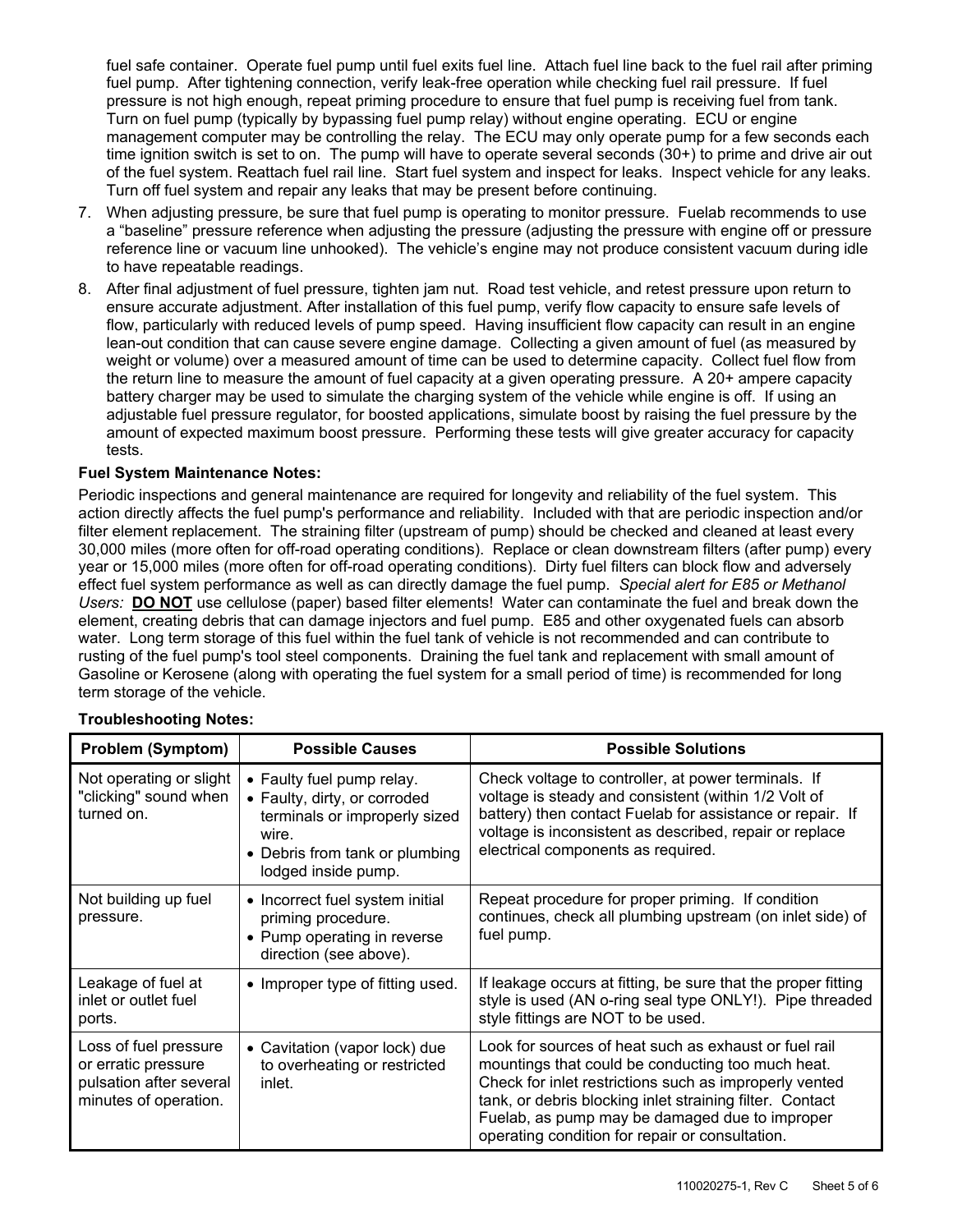fuel safe container. Operate fuel pump until fuel exits fuel line. Attach fuel line back to the fuel rail after priming fuel pump. After tightening connection, verify leak-free operation while checking fuel rail pressure. If fuel pressure is not high enough, repeat priming procedure to ensure that fuel pump is receiving fuel from tank. Turn on fuel pump (typically by bypassing fuel pump relay) without engine operating. ECU or engine management computer may be controlling the relay. The ECU may only operate pump for a few seconds each time ignition switch is set to on. The pump will have to operate several seconds (30+) to prime and drive air out of the fuel system. Reattach fuel rail line. Start fuel system and inspect for leaks. Inspect vehicle for any leaks. Turn off fuel system and repair any leaks that may be present before continuing.

7. When adjusting pressure, be sure that fuel pump is operating to monitor pressure. Fuelab recommends to use a "baseline" pressure reference when adjusting the pressure (adjusting the pressure with engine off or pressure reference line or vacuum line unhooked). The vehicle's engine may not produce consistent vacuum during idle to have repeatable readings.
8. After final adjustment of fuel pressure, tighten jam nut. Road test vehicle, and retest pressure upon return to ensure accurate adjustment. After installation of this fuel pump, verify flow capacity to ensure safe levels of flow, particularly with reduced levels of pump speed. Having insufficient flow capacity can result in an engine lean-out condition that can cause severe engine damage. Collecting a given amount of fuel (as measured by weight or volume) over a measured amount of time can be used to determine capacity. Collect fuel flow from the return line to measure the amount of fuel capacity at a given operating pressure. A 20+ ampere capacity battery charger may be used to simulate the charging system of the vehicle while engine is off. If using an adjustable fuel pressure regulator, for boosted applications, simulate boost by raising the fuel pressure by the amount of expected maximum boost pressure. Performing these tests will give greater accuracy for capacity tests.

**Fuel System Maintenance Notes:**

Periodic inspections and general maintenance are required for longevity and reliability of the fuel system. This action directly affects the fuel pump's performance and reliability. Included with that are periodic inspection and/or filter element replacement. The straining filter (upstream of pump) should be checked and cleaned at least every 30,000 miles (more often for off-road operating conditions). Replace or clean downstream filters (after pump) every year or 15,000 miles (more often for off-road operating conditions). Dirty fuel filters can block flow and adversely effect fuel system performance as well as can directly damage the fuel pump. *Special alert for E85 or Methanol Users:* **DO NOT** use cellulose (paper) based filter elements! Water can contaminate the fuel and break down the element, creating debris that can damage injectors and fuel pump. E85 and other oxygenated fuels can absorb water. Long term storage of this fuel within the fuel tank of vehicle is not recommended and can contribute to rusting of the fuel pump's tool steel components. Draining the fuel tank and replacement with small amount of Gasoline or Kerosene (along with operating the fuel system for a small period of time) is recommended for long term storage of the vehicle.

**Troubleshooting Notes:**

| Problem (Symptom) | Possible Causes | Possible Solutions |
|---|---|---|
| Not operating or slight "clicking" sound when turned on. | • Faulty fuel pump relay.<br>• Faulty, dirty, or corroded terminals or improperly sized wire.<br>• Debris from tank or plumbing lodged inside pump. | Check voltage to controller, at power terminals. If voltage is steady and consistent (within 1/2 Volt of battery) then contact Fuelab for assistance or repair. If voltage is inconsistent as described, repair or replace electrical components as required. |
| Not building up fuel pressure. | • Incorrect fuel system initial priming procedure.<br>• Pump operating in reverse direction (see above). | Repeat procedure for proper priming. If condition continues, check all plumbing upstream (on inlet side) of fuel pump. |
| Leakage of fuel at inlet or outlet fuel ports. | • Improper type of fitting used. | If leakage occurs at fitting, be sure that the proper fitting style is used (AN o-ring seal type ONLY!). Pipe threaded style fittings are NOT to be used. |
| Loss of fuel pressure or erratic pressure pulsation after several minutes of operation. | • Cavitation (vapor lock) due to overheating or restricted inlet. | Look for sources of heat such as exhaust or fuel rail mountings that could be conducting too much heat. Check for inlet restrictions such as improperly vented tank, or debris blocking inlet straining filter. Contact Fuelab, as pump may be damaged due to improper operating condition for repair or consultation. |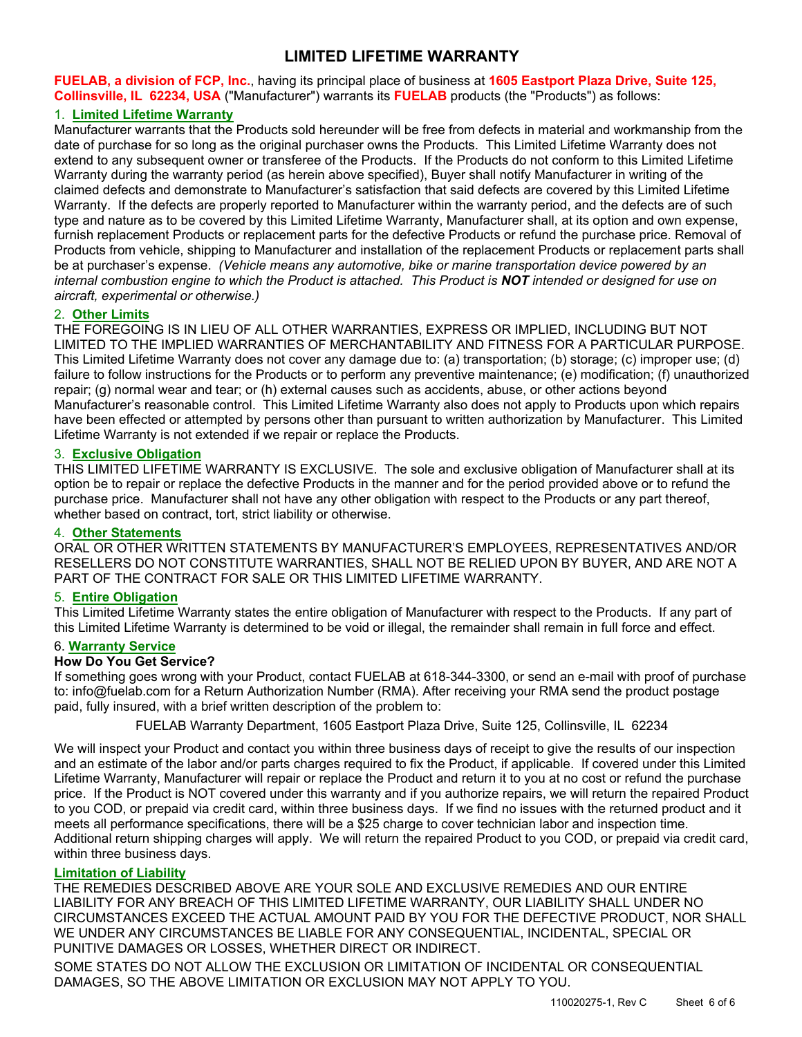# LIMITED LIFETIME WARRANTY

**FUELAB, a division of FCP, Inc.**, having its principal place of business at **1605 Eastport Plaza Drive, Suite 125, Collinsville, IL 62234, USA** ("Manufacturer") warrants its **FUELAB** products (the "Products") as follows:

## 1. Limited Lifetime Warranty

Manufacturer warrants that the Products sold hereunder will be free from defects in material and workmanship from the date of purchase for so long as the original purchaser owns the Products. This Limited Lifetime Warranty does not extend to any subsequent owner or transferee of the Products. If the Products do not conform to this Limited Lifetime Warranty during the warranty period (as herein above specified), Buyer shall notify Manufacturer in writing of the claimed defects and demonstrate to Manufacturer's satisfaction that said defects are covered by this Limited Lifetime Warranty. If the defects are properly reported to Manufacturer within the warranty period, and the defects are of such type and nature as to be covered by this Limited Lifetime Warranty, Manufacturer shall, at its option and own expense, furnish replacement Products or replacement parts for the defective Products or refund the purchase price. Removal of Products from vehicle, shipping to Manufacturer and installation of the replacement Products or replacement parts shall be at purchaser's expense. *(Vehicle means any automotive, bike or marine transportation device powered by an internal combustion engine to which the Product is attached. This Product is **NOT** intended or designed for use on aircraft, experimental or otherwise.)*

## 2. Other Limits

THE FOREGOING IS IN LIEU OF ALL OTHER WARRANTIES, EXPRESS OR IMPLIED, INCLUDING BUT NOT LIMITED TO THE IMPLIED WARRANTIES OF MERCHANTABILITY AND FITNESS FOR A PARTICULAR PURPOSE. This Limited Lifetime Warranty does not cover any damage due to: (a) transportation; (b) storage; (c) improper use; (d) failure to follow instructions for the Products or to perform any preventive maintenance; (e) modification; (f) unauthorized repair; (g) normal wear and tear; or (h) external causes such as accidents, abuse, or other actions beyond Manufacturer's reasonable control. This Limited Lifetime Warranty also does not apply to Products upon which repairs have been effected or attempted by persons other than pursuant to written authorization by Manufacturer. This Limited Lifetime Warranty is not extended if we repair or replace the Products.

## 3. Exclusive Obligation

THIS LIMITED LIFETIME WARRANTY IS EXCLUSIVE. The sole and exclusive obligation of Manufacturer shall at its option be to repair or replace the defective Products in the manner and for the period provided above or to refund the purchase price. Manufacturer shall not have any other obligation with respect to the Products or any part thereof, whether based on contract, tort, strict liability or otherwise.

## 4. Other Statements

ORAL OR OTHER WRITTEN STATEMENTS BY MANUFACTURER'S EMPLOYEES, REPRESENTATIVES AND/OR RESELLERS DO NOT CONSTITUTE WARRANTIES, SHALL NOT BE RELIED UPON BY BUYER, AND ARE NOT A PART OF THE CONTRACT FOR SALE OR THIS LIMITED LIFETIME WARRANTY.

## 5. Entire Obligation

This Limited Lifetime Warranty states the entire obligation of Manufacturer with respect to the Products. If any part of this Limited Lifetime Warranty is determined to be void or illegal, the remainder shall remain in full force and effect.

## 6. Warranty Service

**How Do You Get Service?**

If something goes wrong with your Product, contact FUELAB at 618-344-3300, or send an e-mail with proof of purchase to: info@fuelab.com for a Return Authorization Number (RMA). After receiving your RMA send the product postage paid, fully insured, with a brief written description of the problem to:

FUELAB Warranty Department, 1605 Eastport Plaza Drive, Suite 125, Collinsville, IL 62234

We will inspect your Product and contact you within three business days of receipt to give the results of our inspection and an estimate of the labor and/or parts charges required to fix the Product, if applicable. If covered under this Limited Lifetime Warranty, Manufacturer will repair or replace the Product and return it to you at no cost or refund the purchase price. If the Product is NOT covered under this warranty and if you authorize repairs, we will return the repaired Product to you COD, or prepaid via credit card, within three business days. If we find no issues with the returned product and it meets all performance specifications, there will be a $25 charge to cover technician labor and inspection time. Additional return shipping charges will apply. We will return the repaired Product to you COD, or prepaid via credit card, within three business days.

## Limitation of Liability

THE REMEDIES DESCRIBED ABOVE ARE YOUR SOLE AND EXCLUSIVE REMEDIES AND OUR ENTIRE LIABILITY FOR ANY BREACH OF THIS LIMITED LIFETIME WARRANTY, OUR LIABILITY SHALL UNDER NO CIRCUMSTANCES EXCEED THE ACTUAL AMOUNT PAID BY YOU FOR THE DEFECTIVE PRODUCT, NOR SHALL WE UNDER ANY CIRCUMSTANCES BE LIABLE FOR ANY CONSEQUENTIAL, INCIDENTAL, SPECIAL OR PUNITIVE DAMAGES OR LOSSES, WHETHER DIRECT OR INDIRECT.

SOME STATES DO NOT ALLOW THE EXCLUSION OR LIMITATION OF INCIDENTAL OR CONSEQUENTIAL DAMAGES, SO THE ABOVE LIMITATION OR EXCLUSION MAY NOT APPLY TO YOU.

110020275-1, Rev C